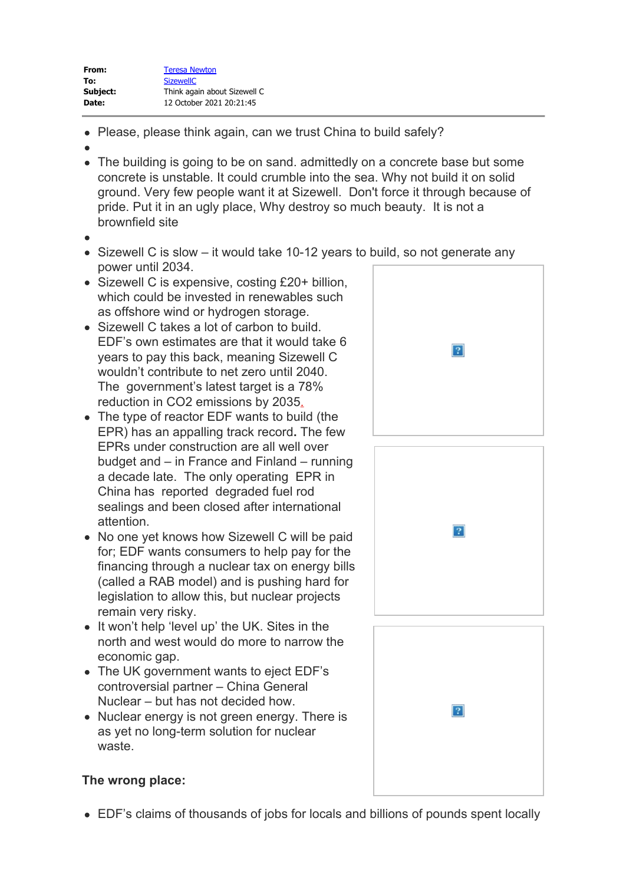| | |
|---|---|
| **From:** | Teresa Newton |
| **To:** | SizewellC |
| **Subject:** | Think again about Sizewell C |
| **Date:** | 12 October 2021 20:21:45 |

- Please, please think again, can we trust China to build safely?
- 
- The building is going to be on sand. admittedly on a concrete base but some concrete is unstable. It could crumble into the sea. Why not build it on solid ground. Very few people want it at Sizewell. Don't force it through because of pride. Put it in an ugly place, Why destroy so much beauty. It is not a brownfield site
- 
- Sizewell C is slow – it would take 10-12 years to build, so not generate any power until 2034.
- Sizewell C is expensive, costing £20+ billion, which could be invested in renewables such as offshore wind or hydrogen storage.
- Sizewell C takes a lot of carbon to build. EDF's own estimates are that it would take 6 years to pay this back, meaning Sizewell C wouldn't contribute to net zero until 2040. The government's latest target is a 78% reduction in $CO_2$ emissions by 2035.
- The type of reactor EDF wants to build (the EPR) has an appalling track record**.** The few EPRs under construction are all well over budget and – in France and Finland – running a decade late. The only operating EPR in China has reported degraded fuel rod sealings and been closed after international attention.
- No one yet knows how Sizewell C will be paid for; EDF wants consumers to help pay for the financing through a nuclear tax on energy bills (called a RAB model) and is pushing hard for legislation to allow this, but nuclear projects remain very risky.
- It won't help 'level up' the UK. Sites in the north and west would do more to narrow the economic gap.
- The UK government wants to eject EDF's controversial partner – China General Nuclear – but has not decided how.
- Nuclear energy is not green energy. There is as yet no long-term solution for nuclear waste.

**The wrong place:**

- EDF's claims of thousands of jobs for locals and billions of pounds spent locally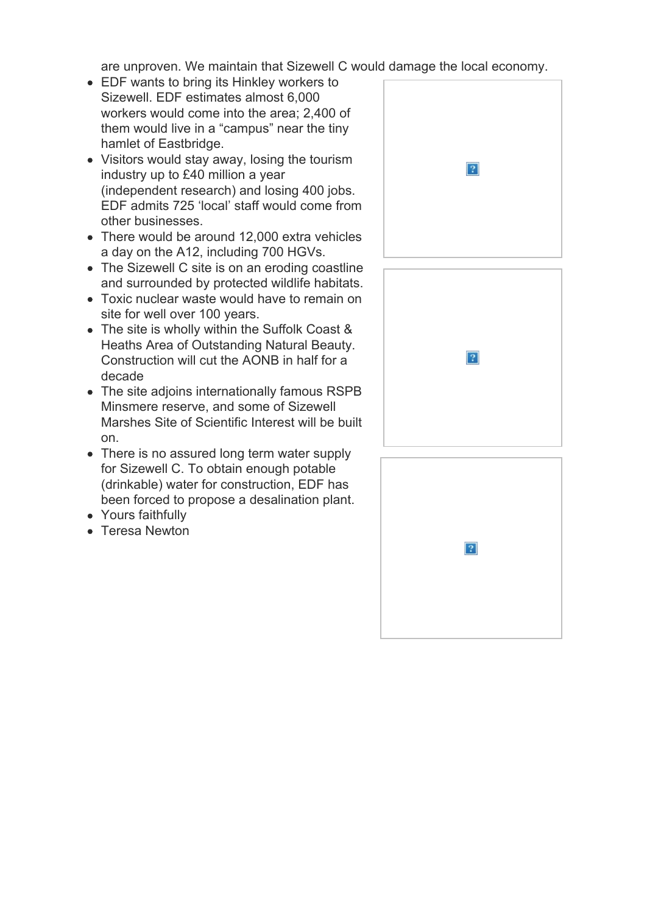are unproven. We maintain that Sizewell C would damage the local economy.

- EDF wants to bring its Hinkley workers to Sizewell. EDF estimates almost 6,000 workers would come into the area; 2,400 of them would live in a "campus" near the tiny hamlet of Eastbridge.
- Visitors would stay away, losing the tourism industry up to £40 million a year (independent research) and losing 400 jobs. EDF admits 725 'local' staff would come from other businesses.
- There would be around 12,000 extra vehicles a day on the A12, including 700 HGVs.
- The Sizewell C site is on an eroding coastline and surrounded by protected wildlife habitats.
- Toxic nuclear waste would have to remain on site for well over 100 years.
- The site is wholly within the Suffolk Coast & Heaths Area of Outstanding Natural Beauty. Construction will cut the AONB in half for a decade
- The site adjoins internationally famous RSPB Minsmere reserve, and some of Sizewell Marshes Site of Scientific Interest will be built on.
- There is no assured long term water supply for Sizewell C. To obtain enough potable (drinkable) water for construction, EDF has been forced to propose a desalination plant.
- Yours faithfully
- Teresa Newton